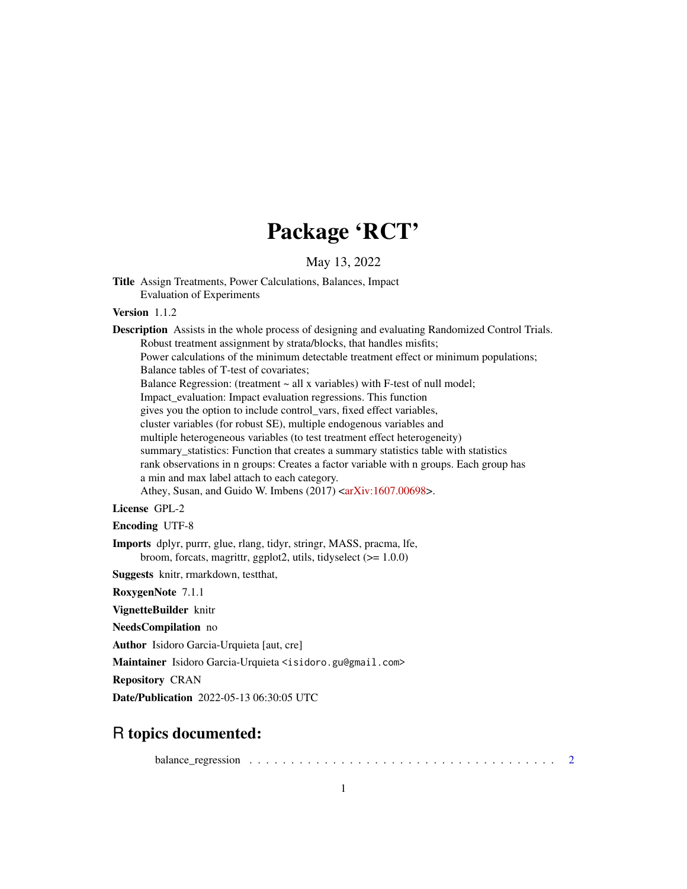# Package 'RCT'

May 13, 2022

**Title** Assign Treatments, Power Calculations, Balances, Impact Evaluation of Experiments

**Version** 1.1.2

**Description** Assists in the whole process of designing and evaluating Randomized Control Trials.
Robust treatment assignment by strata/blocks, that handles misfits;
Power calculations of the minimum detectable treatment effect or minimum populations;
Balance tables of T-test of covariates;
Balance Regression: (treatment ~ all x variables) with F-test of null model;
Impact_evaluation: Impact evaluation regressions. This function
gives you the option to include control_vars, fixed effect variables,
cluster variables (for robust SE), multiple endogenous variables and
multiple heterogeneous variables (to test treatment effect heterogeneity)
summary_statistics: Function that creates a summary statistics table with statistics
rank observations in n groups: Creates a factor variable with n groups. Each group has
a min and max label attach to each category.
Athey, Susan, and Guido W. Imbens (2017) <arXiv:1607.00698>.

**License** GPL-2

**Encoding** UTF-8

**Imports** dplyr, purrr, glue, rlang, tidyr, stringr, MASS, pracma, lfe,
broom, forcats, magrittr, ggplot2, utils, tidyselect (>= 1.0.0)

**Suggests** knitr, rmarkdown, testthat,

**RoxygenNote** 7.1.1

**VignetteBuilder** knitr

**NeedsCompilation** no

**Author** Isidoro Garcia-Urquieta [aut, cre]

**Maintainer** Isidoro Garcia-Urquieta <isidoro.gu@gmail.com>

**Repository** CRAN

**Date/Publication** 2022-05-13 06:30:05 UTC

## R topics documented:

balance_regression . . . . . . . . . . . . . . . . . . . . . . . . . . . . . . . . . . . . . . . 2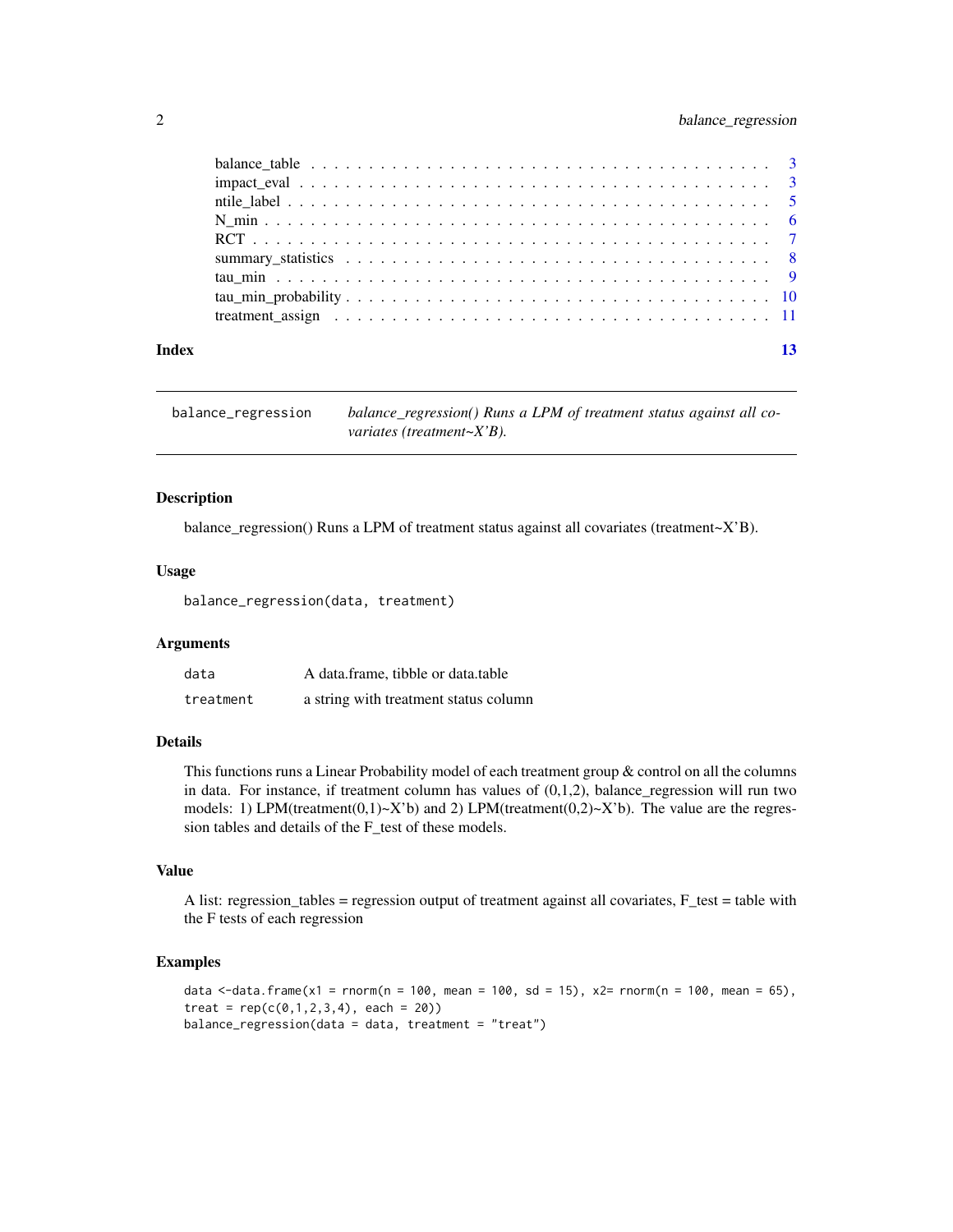| | |
|---|---|
| balance_table | 3 |
| impact_eval | 3 |
| ntile_label | 5 |
| N_min | 6 |
| RCT | 7 |
| summary_statistics | 8 |
| tau_min | 9 |
| tau_min_probability | 10 |
| treatment_assign | 11 |

**Index** 13

---

## balance_regression

*balance_regression() Runs a LPM of treatment status against all covariates (treatment~X'B).*

---

### Description

balance_regression() Runs a LPM of treatment status against all covariates (treatment~X'B).

### Usage

```
balance_regression(data, treatment)
```

### Arguments

| | |
|---|---|
| `data` | A data.frame, tibble or data.table |
| `treatment` | a string with treatment status column |

### Details

This functions runs a Linear Probability model of each treatment group & control on all the columns in data. For instance, if treatment column has values of (0,1,2), balance_regression will run two models: 1) LPM(treatment(0,1)~X'b) and 2) LPM(treatment(0,2)~X'b). The value are the regression tables and details of the F_test of these models.

### Value

A list: regression_tables = regression output of treatment against all covariates, F_test = table with the F tests of each regression

### Examples

```
data <-data.frame(x1 = rnorm(n = 100, mean = 100, sd = 15), x2= rnorm(n = 100, mean = 65),
treat = rep(c(0,1,2,3,4), each = 20))
balance_regression(data = data, treatment = "treat")
```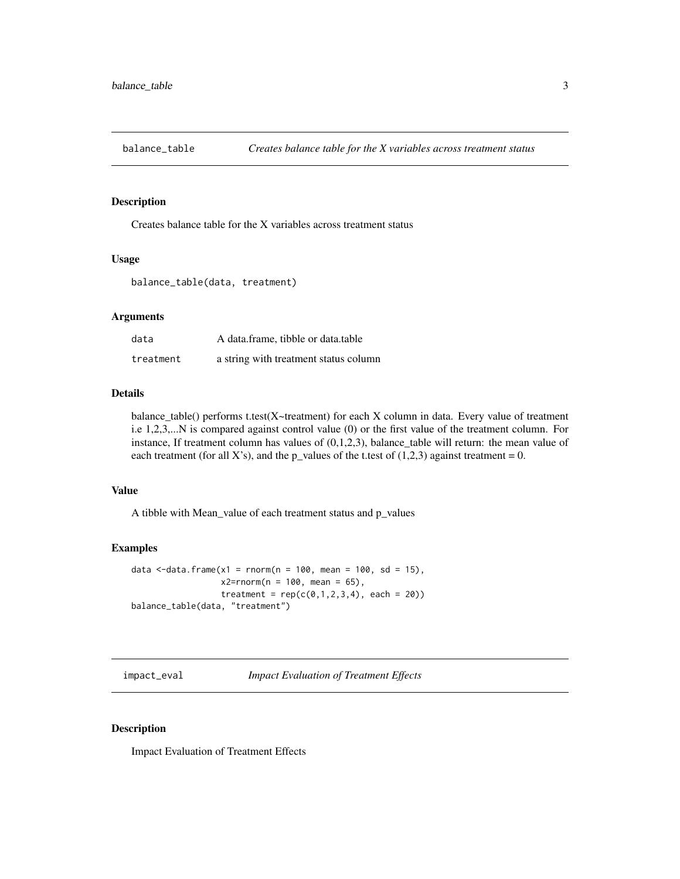## balance_table *Creates balance table for the X variables across treatment status*

### Description

Creates balance table for the X variables across treatment status

### Usage

```
balance_table(data, treatment)
```

### Arguments

| | |
|---|---|
| data | A data.frame, tibble or data.table |
| treatment | a string with treatment status column |

### Details

balance_table() performs t.test(X~treatment) for each X column in data. Every value of treatment i.e 1,2,3,...N is compared against control value (0) or the first value of the treatment column. For instance, If treatment column has values of (0,1,2,3), balance_table will return: the mean value of each treatment (for all X's), and the p_values of the t.test of (1,2,3) against treatment = 0.

### Value

A tibble with Mean_value of each treatment status and p_values

### Examples

```
data <-data.frame(x1 = rnorm(n = 100, mean = 100, sd = 15),
                  x2=rnorm(n = 100, mean = 65),
                  treatment = rep(c(0,1,2,3,4), each = 20))
balance_table(data, "treatment")
```

## impact_eval *Impact Evaluation of Treatment Effects*

### Description

Impact Evaluation of Treatment Effects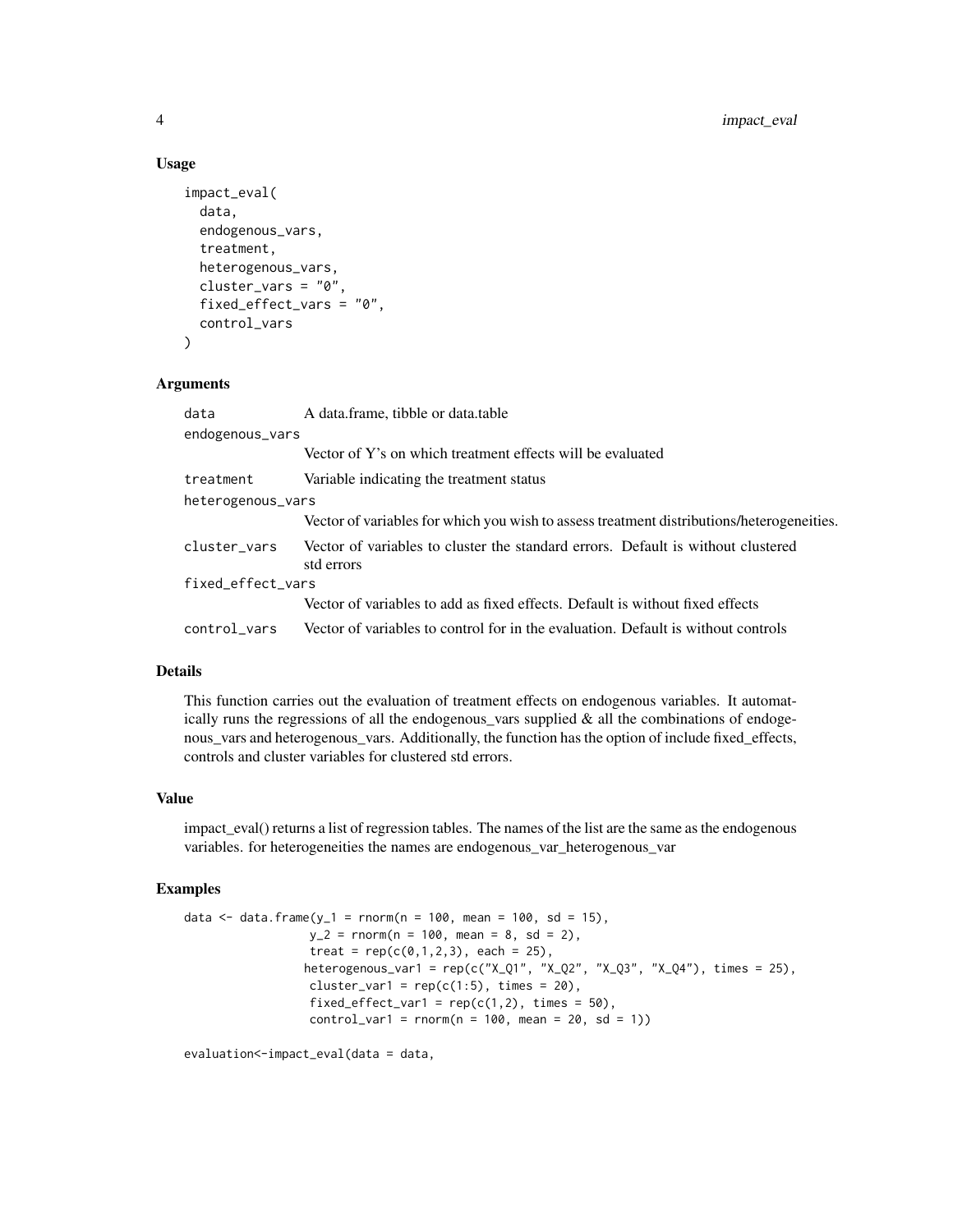## Usage

```
impact_eval(
  data,
  endogenous_vars,
  treatment,
  heterogenous_vars,
  cluster_vars = "0",
  fixed_effect_vars = "0",
  control_vars
)
```

## Arguments

| | |
|---|---|
| data | A data.frame, tibble or data.table |
| endogenous_vars | Vector of Y's on which treatment effects will be evaluated |
| treatment | Variable indicating the treatment status |
| heterogenous_vars | Vector of variables for which you wish to assess treatment distributions/heterogeneities. |
| cluster_vars | Vector of variables to cluster the standard errors. Default is without clustered std errors |
| fixed_effect_vars | Vector of variables to add as fixed effects. Default is without fixed effects |
| control_vars | Vector of variables to control for in the evaluation. Default is without controls |

## Details

This function carries out the evaluation of treatment effects on endogenous variables. It automatically runs the regressions of all the endogenous_vars supplied & all the combinations of endogenous_vars and heterogenous_vars. Additionally, the function has the option of include fixed_effects, controls and cluster variables for clustered std errors.

## Value

impact_eval() returns a list of regression tables. The names of the list are the same as the endogenous variables. for heterogeneities the names are endogenous_var_heterogenous_var

## Examples

```
data <- data.frame(y_1 = rnorm(n = 100, mean = 100, sd = 15),
                   y_2 = rnorm(n = 100, mean = 8, sd = 2),
                   treat = rep(c(0,1,2,3), each = 25),
                  heterogenous_var1 = rep(c("X_Q1", "X_Q2", "X_Q3", "X_Q4"), times = 25),
                   cluster_var1 = rep(c(1:5), times = 20),
                   fixed_effect_var1 = rep(c(1,2), times = 50),
                   control_var1 = rnorm(n = 100, mean = 20, sd = 1))

evaluation<-impact_eval(data = data,
```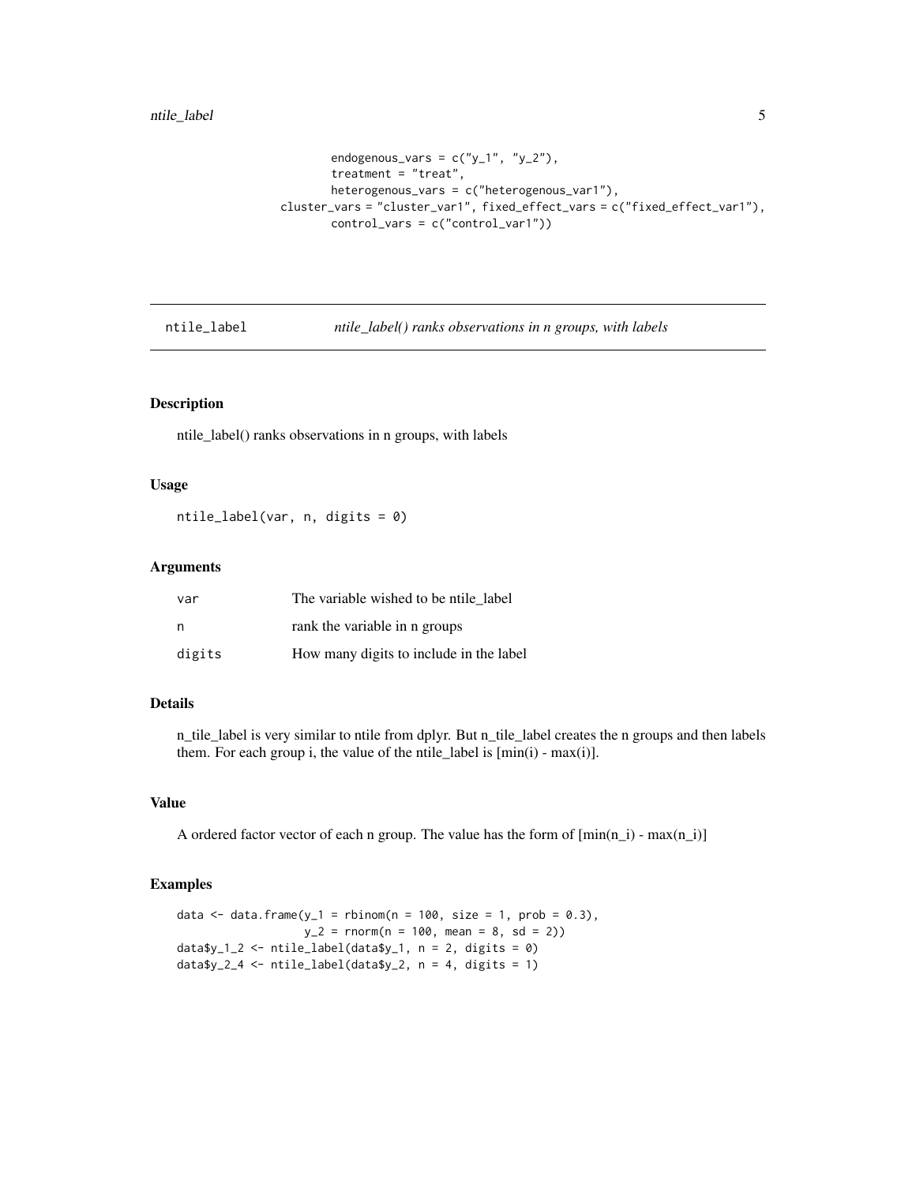```
                  endogenous_vars = c("y_1", "y_2"),
                  treatment = "treat",
                  heterogenous_vars = c("heterogenous_var1"),
          cluster_vars = "cluster_var1", fixed_effect_vars = c("fixed_effect_var1"),
                  control_vars = c("control_var1"))
```

---

## ntile_label — *ntile_label() ranks observations in n groups, with labels*

---

### Description

ntile_label() ranks observations in n groups, with labels

### Usage

```
ntile_label(var, n, digits = 0)
```

### Arguments

| | |
|---|---|
| var | The variable wished to be ntile_label |
| n | rank the variable in n groups |
| digits | How many digits to include in the label |

### Details

n_tile_label is very similar to ntile from dplyr. But n_tile_label creates the n groups and then labels them. For each group i, the value of the ntile_label is [min(i) - max(i)].

### Value

A ordered factor vector of each n group. The value has the form of [min(n_i) - max(n_i)]

### Examples

```
data <- data.frame(y_1 = rbinom(n = 100, size = 1, prob = 0.3),
                   y_2 = rnorm(n = 100, mean = 8, sd = 2))
data$y_1_2 <- ntile_label(data$y_1, n = 2, digits = 0)
data$y_2_4 <- ntile_label(data$y_2, n = 4, digits = 1)
```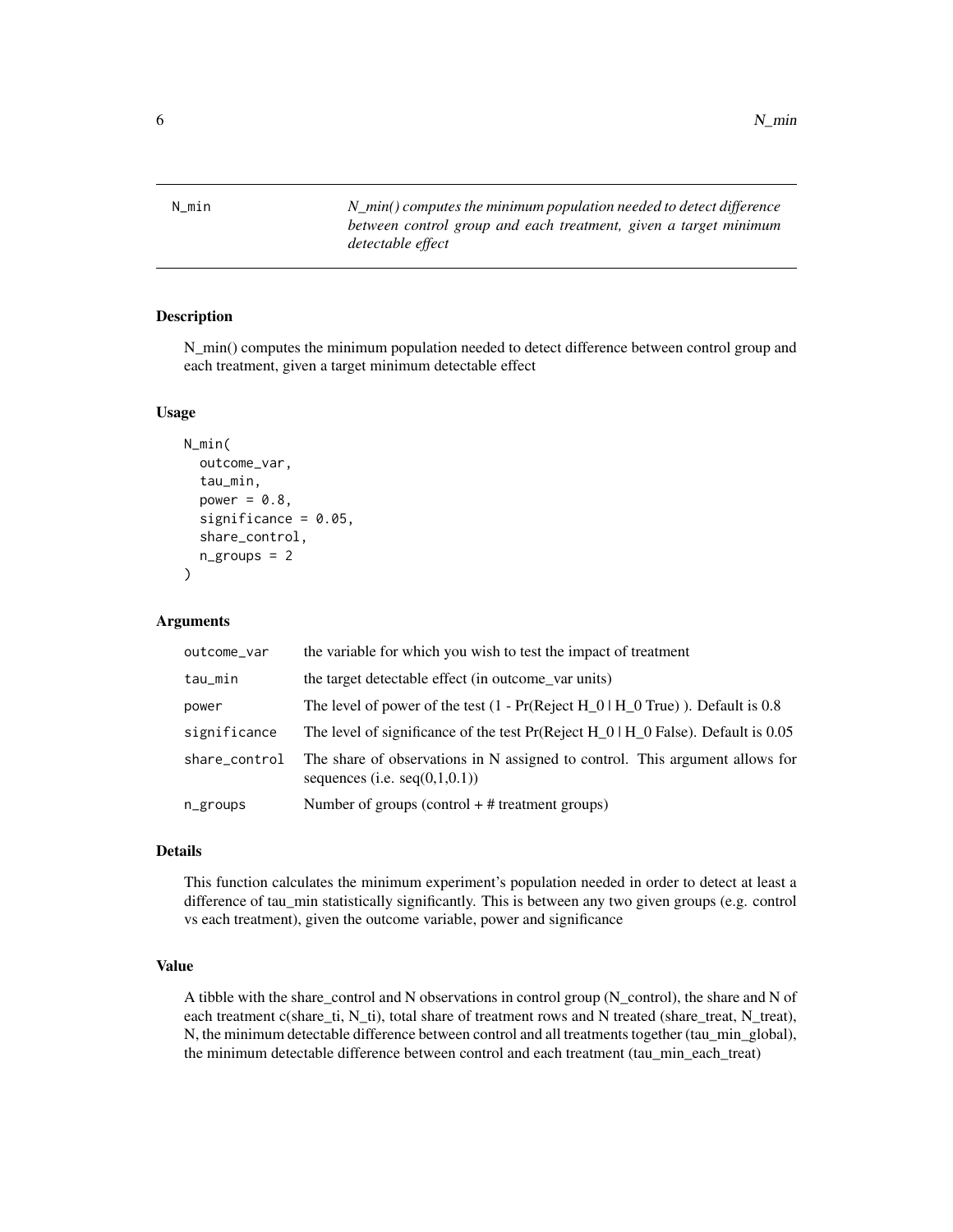N_min

*N_min() computes the minimum population needed to detect difference between control group and each treatment, given a target minimum detectable effect*

### Description

N_min() computes the minimum population needed to detect difference between control group and each treatment, given a target minimum detectable effect

### Usage

```
N_min(
  outcome_var,
  tau_min,
  power = 0.8,
  significance = 0.05,
  share_control,
  n_groups = 2
)
```

### Arguments

| | |
|---|---|
| outcome_var | the variable for which you wish to test the impact of treatment |
| tau_min | the target detectable effect (in outcome_var units) |
| power | The level of power of the test (1 - Pr(Reject H_0 \| H_0 True) ). Default is 0.8 |
| significance | The level of significance of the test Pr(Reject H_0 \| H_0 False). Default is 0.05 |
| share_control | The share of observations in N assigned to control. This argument allows for sequences (i.e. seq(0,1,0.1)) |
| n_groups | Number of groups (control + # treatment groups) |

### Details

This function calculates the minimum experiment's population needed in order to detect at least a difference of tau_min statistically significantly. This is between any two given groups (e.g. control vs each treatment), given the outcome variable, power and significance

### Value

A tibble with the share_control and N observations in control group (N_control), the share and N of each treatment c(share_ti, N_ti), total share of treatment rows and N treated (share_treat, N_treat), N, the minimum detectable difference between control and all treatments together (tau_min_global), the minimum detectable difference between control and each treatment (tau_min_each_treat)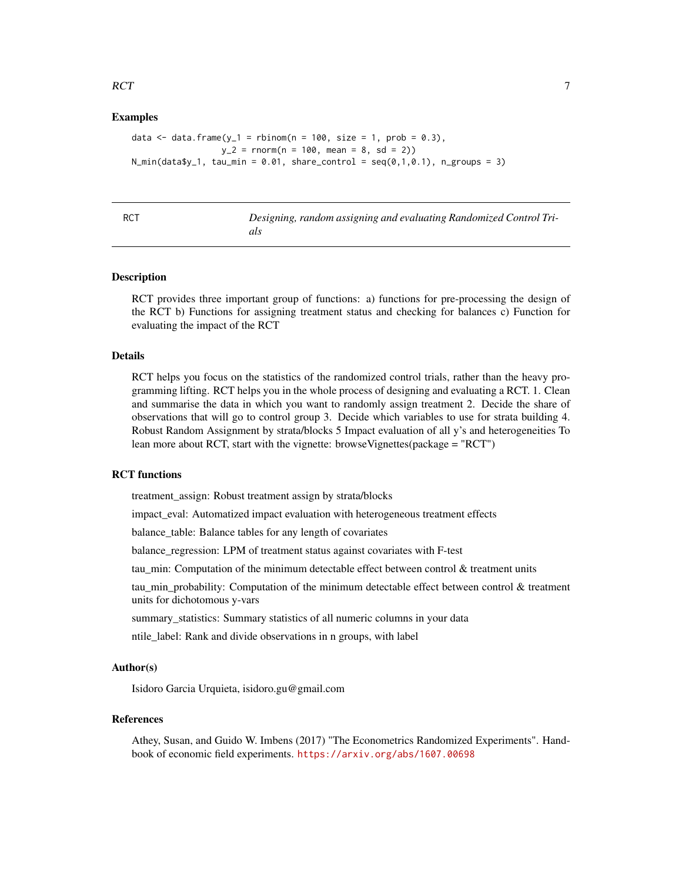### Examples

```
data <- data.frame(y_1 = rbinom(n = 100, size = 1, prob = 0.3),
                   y_2 = rnorm(n = 100, mean = 8, sd = 2))
N_min(data$y_1, tau_min = 0.01, share_control = seq(0,1,0.1), n_groups = 3)
```

---

## RCT — *Designing, random assigning and evaluating Randomized Control Trials*

---

### Description

RCT provides three important group of functions: a) functions for pre-processing the design of the RCT b) Functions for assigning treatment status and checking for balances c) Function for evaluating the impact of the RCT

### Details

RCT helps you focus on the statistics of the randomized control trials, rather than the heavy programming lifting. RCT helps you in the whole process of designing and evaluating a RCT. 1. Clean and summarise the data in which you want to randomly assign treatment 2. Decide the share of observations that will go to control group 3. Decide which variables to use for strata building 4. Robust Random Assignment by strata/blocks 5 Impact evaluation of all y's and heterogeneities To lean more about RCT, start with the vignette: browseVignettes(package = "RCT")

### RCT functions

treatment_assign: Robust treatment assign by strata/blocks

impact_eval: Automatized impact evaluation with heterogeneous treatment effects

balance_table: Balance tables for any length of covariates

balance_regression: LPM of treatment status against covariates with F-test

tau_min: Computation of the minimum detectable effect between control & treatment units

tau_min_probability: Computation of the minimum detectable effect between control & treatment units for dichotomous y-vars

summary_statistics: Summary statistics of all numeric columns in your data

ntile_label: Rank and divide observations in n groups, with label

### Author(s)

Isidoro Garcia Urquieta, isidoro.gu@gmail.com

### References

Athey, Susan, and Guido W. Imbens (2017) "The Econometrics Randomized Experiments". Handbook of economic field experiments. https://arxiv.org/abs/1607.00698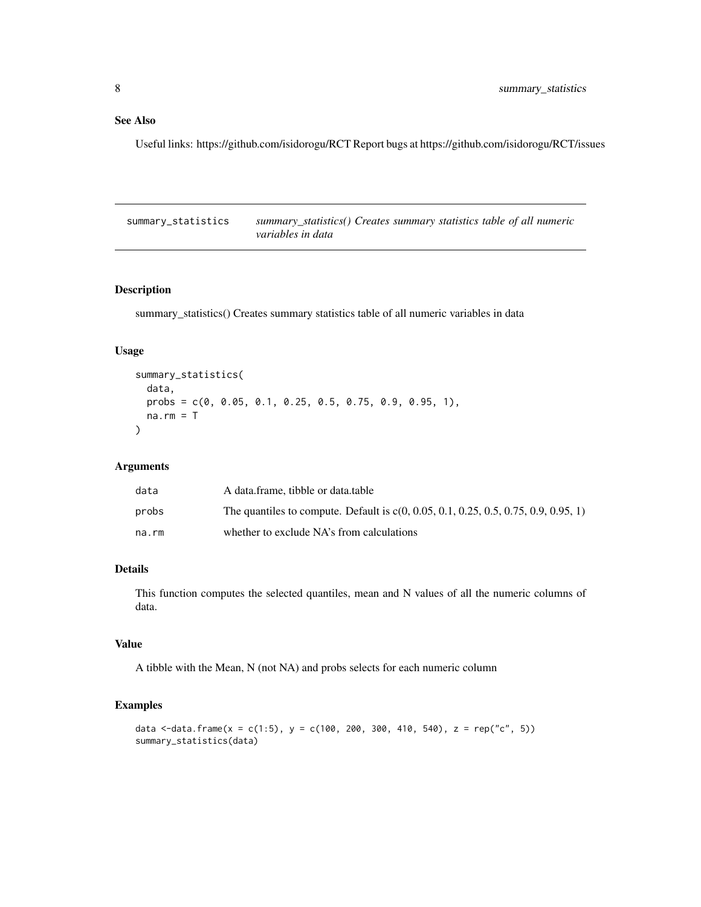## See Also

Useful links: https://github.com/isidorogu/RCT Report bugs at https://github.com/isidorogu/RCT/issues

---

# summary_statistics &nbsp;&nbsp; *summary_statistics() Creates summary statistics table of all numeric variables in data*

---

### Description

summary_statistics() Creates summary statistics table of all numeric variables in data

### Usage

```
summary_statistics(
  data,
  probs = c(0, 0.05, 0.1, 0.25, 0.5, 0.75, 0.9, 0.95, 1),
  na.rm = T
)
```

### Arguments

| | |
|---|---|
| data | A data.frame, tibble or data.table |
| probs | The quantiles to compute. Default is c(0, 0.05, 0.1, 0.25, 0.5, 0.75, 0.9, 0.95, 1) |
| na.rm | whether to exclude NA's from calculations |

### Details

This function computes the selected quantiles, mean and N values of all the numeric columns of data.

### Value

A tibble with the Mean, N (not NA) and probs selects for each numeric column

### Examples

```
data <-data.frame(x = c(1:5), y = c(100, 200, 300, 410, 540), z = rep("c", 5))
summary_statistics(data)
```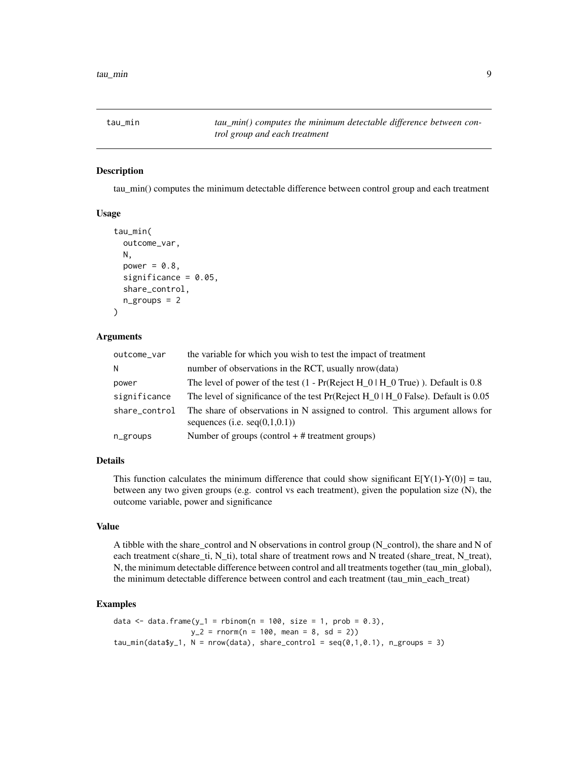## tau_min — *tau_min() computes the minimum detectable difference between control group and each treatment*

### Description

tau_min() computes the minimum detectable difference between control group and each treatment

### Usage

```
tau_min(
  outcome_var,
  N,
  power = 0.8,
  significance = 0.05,
  share_control,
  n_groups = 2
)
```

### Arguments

| | |
|---|---|
| outcome_var | the variable for which you wish to test the impact of treatment |
| N | number of observations in the RCT, usually nrow(data) |
| power | The level of power of the test (1 - Pr(Reject H_0 \| H_0 True) ). Default is 0.8 |
| significance | The level of significance of the test Pr(Reject H_0 \| H_0 False). Default is 0.05 |
| share_control | The share of observations in N assigned to control. This argument allows for sequences (i.e. seq(0,1,0.1)) |
| n_groups | Number of groups (control + # treatment groups) |

### Details

This function calculates the minimum difference that could show significant E[Y(1)-Y(0)] = tau, between any two given groups (e.g. control vs each treatment), given the population size (N), the outcome variable, power and significance

### Value

A tibble with the share_control and N observations in control group (N_control), the share and N of each treatment c(share_ti, N_ti), total share of treatment rows and N treated (share_treat, N_treat), N, the minimum detectable difference between control and all treatments together (tau_min_global), the minimum detectable difference between control and each treatment (tau_min_each_treat)

### Examples

```
data <- data.frame(y_1 = rbinom(n = 100, size = 1, prob = 0.3),
                   y_2 = rnorm(n = 100, mean = 8, sd = 2))
tau_min(data$y_1, N = nrow(data), share_control = seq(0,1,0.1), n_groups = 3)
```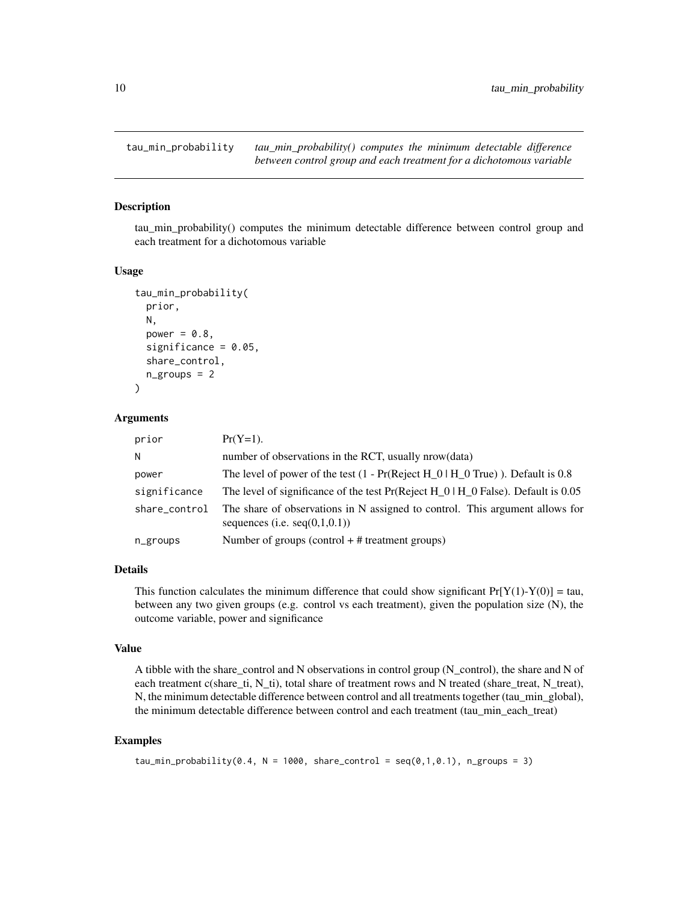## tau_min_probability

*tau_min_probability() computes the minimum detectable difference between control group and each treatment for a dichotomous variable*

### Description

tau_min_probability() computes the minimum detectable difference between control group and each treatment for a dichotomous variable

### Usage

```
tau_min_probability(
  prior,
  N,
  power = 0.8,
  significance = 0.05,
  share_control,
  n_groups = 2
)
```

### Arguments

| | |
|---|---|
| prior | Pr(Y=1). |
| N | number of observations in the RCT, usually nrow(data) |
| power | The level of power of the test (1 - Pr(Reject H_0 \| H_0 True) ). Default is 0.8 |
| significance | The level of significance of the test Pr(Reject H_0 \| H_0 False). Default is 0.05 |
| share_control | The share of observations in N assigned to control. This argument allows for sequences (i.e. seq(0,1,0.1)) |
| n_groups | Number of groups (control + # treatment groups) |

### Details

This function calculates the minimum difference that could show significant Pr[Y(1)-Y(0)] = tau, between any two given groups (e.g. control vs each treatment), given the population size (N), the outcome variable, power and significance

### Value

A tibble with the share_control and N observations in control group (N_control), the share and N of each treatment c(share_ti, N_ti), total share of treatment rows and N treated (share_treat, N_treat), N, the minimum detectable difference between control and all treatments together (tau_min_global), the minimum detectable difference between control and each treatment (tau_min_each_treat)

### Examples

```
tau_min_probability(0.4, N = 1000, share_control = seq(0,1,0.1), n_groups = 3)
```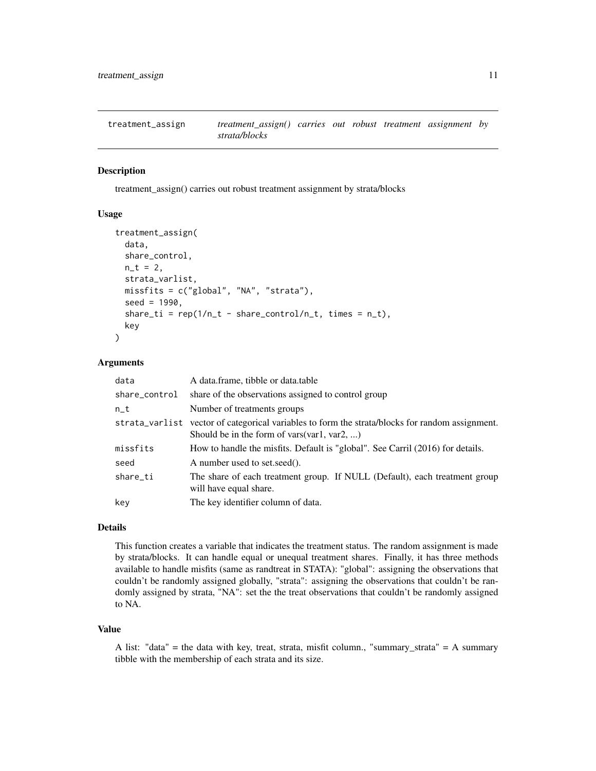# treatment_assign

*treatment_assign() carries out robust treatment assignment by strata/blocks*

## Description

treatment_assign() carries out robust treatment assignment by strata/blocks

## Usage

```
treatment_assign(
  data,
  share_control,
  n_t = 2,
  strata_varlist,
  missfits = c("global", "NA", "strata"),
  seed = 1990,
  share_ti = rep(1/n_t - share_control/n_t, times = n_t),
  key
)
```

## Arguments

| Argument | Description |
|---|---|
| data | A data.frame, tibble or data.table |
| share_control | share of the observations assigned to control group |
| n_t | Number of treatments groups |
| strata_varlist | vector of categorical variables to form the strata/blocks for random assignment. Should be in the form of vars(var1, var2, ...) |
| missfits | How to handle the misfits. Default is "global". See Carril (2016) for details. |
| seed | A number used to set.seed(). |
| share_ti | The share of each treatment group. If NULL (Default), each treatment group will have equal share. |
| key | The key identifier column of data. |

## Details

This function creates a variable that indicates the treatment status. The random assignment is made by strata/blocks. It can handle equal or unequal treatment shares. Finally, it has three methods available to handle misfits (same as randtreat in STATA): "global": assigning the observations that couldn't be randomly assigned globally, "strata": assigning the observations that couldn't be randomly assigned by strata, "NA": set the the treat observations that couldn't be randomly assigned to NA.

## Value

A list: "data" = the data with key, treat, strata, misfit column., "summary_strata" = A summary tibble with the membership of each strata and its size.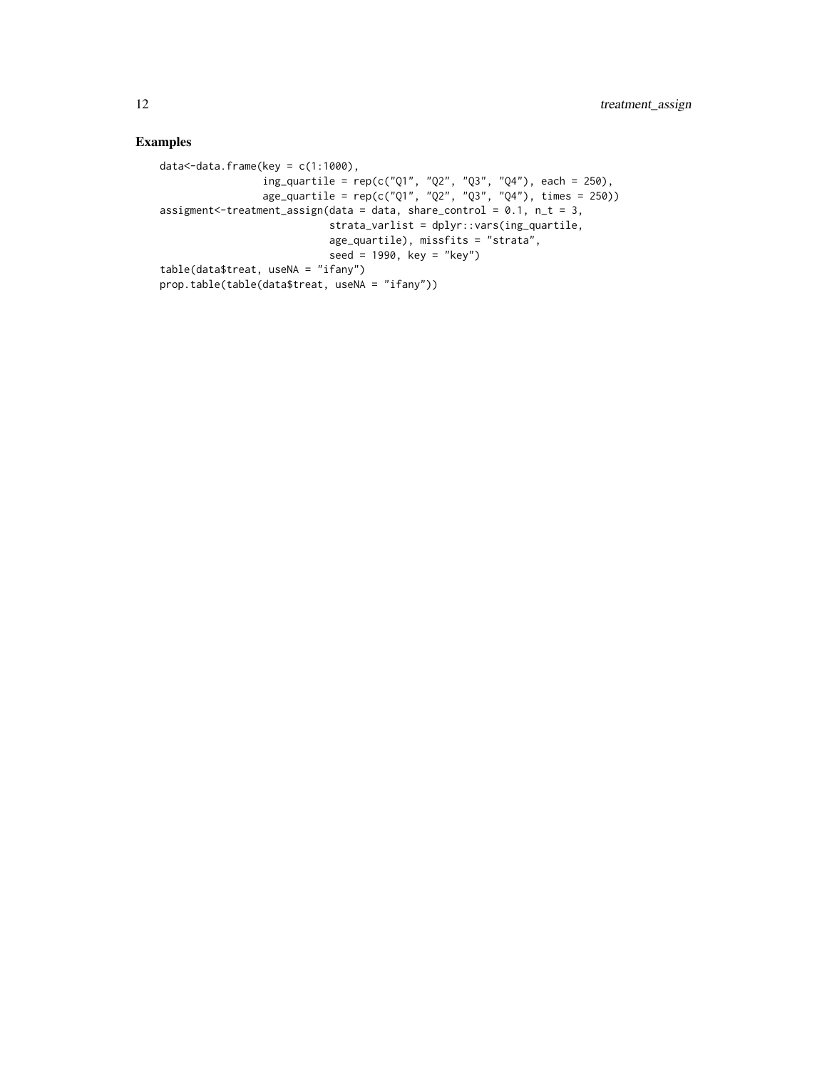## Examples

```
data<-data.frame(key = c(1:1000),
                 ing_quartile = rep(c("Q1", "Q2", "Q3", "Q4"), each = 250),
                 age_quartile = rep(c("Q1", "Q2", "Q3", "Q4"), times = 250))
assigment<-treatment_assign(data = data, share_control = 0.1, n_t = 3,
                            strata_varlist = dplyr::vars(ing_quartile,
                            age_quartile), missfits = "strata",
                            seed = 1990, key = "key")
table(data$treat, useNA = "ifany")
prop.table(table(data$treat, useNA = "ifany"))
```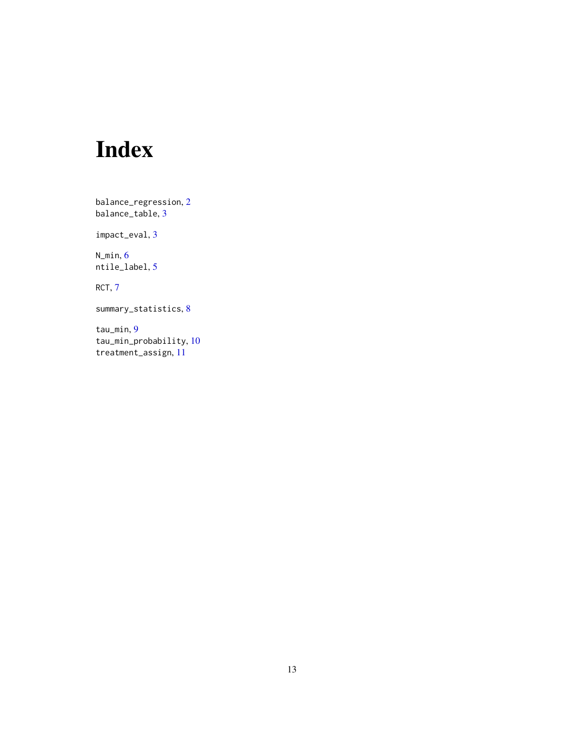# Index

balance_regression, 2
balance_table, 3

impact_eval, 3

N_min, 6
ntile_label, 5

RCT, 7

summary_statistics, 8

tau_min, 9
tau_min_probability, 10
treatment_assign, 11